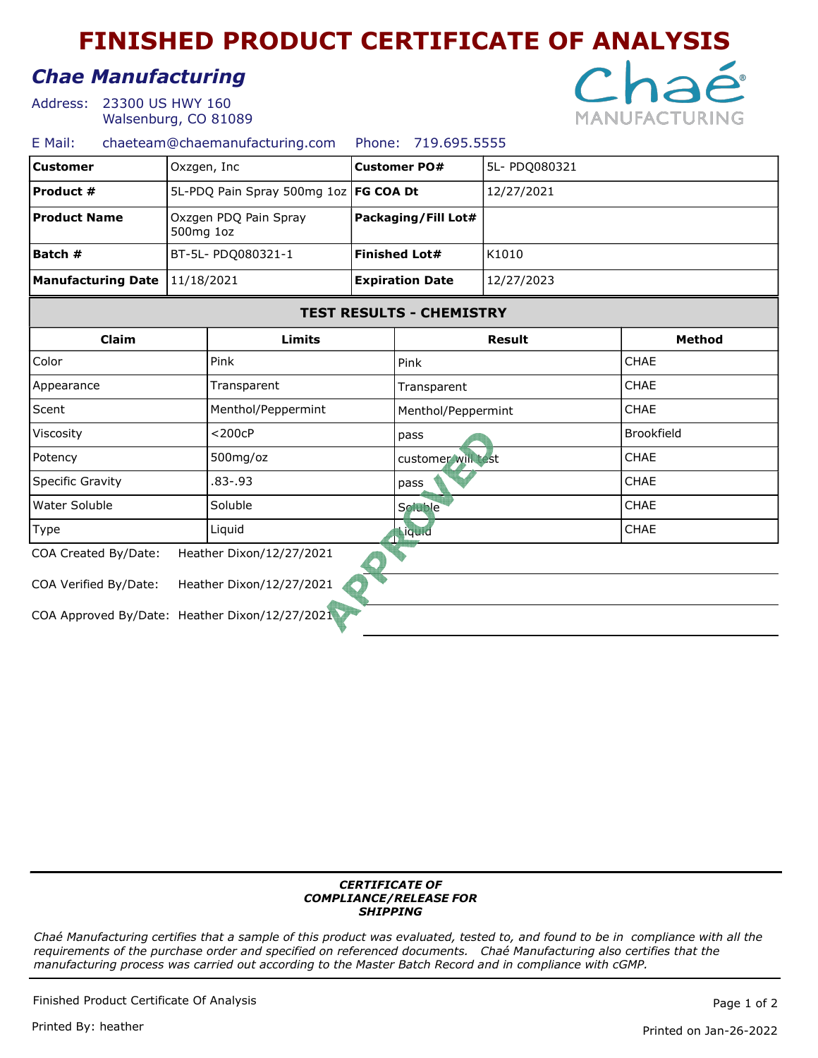# FINISHED PRODUCT CERTIFICATE OF ANALYSIS

## *Chae Manufacturing*

Address: 23300 US HWY 160
Walsenburg, CO 81089

E Mail: chaeteam@chaemanufacturing.com Phone: 719.695.5555

| | | | |
|---|---|---|---|
| **Customer** | Oxzgen, Inc | **Customer PO#** | 5L- PDQ080321 |
| **Product #** | 5L-PDQ Pain Spray 500mg 1oz | **FG COA Dt** | 12/27/2021 |
| **Product Name** | Oxzgen PDQ Pain Spray 500mg 1oz | **Packaging/Fill Lot#** | |
| **Batch #** | BT-5L- PDQ080321-1 | **Finished Lot#** | K1010 |
| **Manufacturing Date** | 11/18/2021 | **Expiration Date** | 12/27/2023 |

### TEST RESULTS - CHEMISTRY

| Claim | Limits | Result | Method |
|---|---|---|---|
| Color | Pink | Pink | CHAE |
| Appearance | Transparent | Transparent | CHAE |
| Scent | Menthol/Peppermint | Menthol/Peppermint | CHAE |
| Viscosity | <200cP | pass | Brookfield |
| Potency | 500mg/oz | customer will test | CHAE |
| Specific Gravity | .83-.93 | pass | CHAE |
| Water Soluble | Soluble | Soluble | CHAE |
| Type | Liquid | Liquid | CHAE |

COA Created By/Date: Heather Dixon/12/27/2021

COA Verified By/Date: Heather Dixon/12/27/2021

COA Approved By/Date: Heather Dixon/12/27/2021

APPROVED

***CERTIFICATE OF COMPLIANCE/RELEASE FOR SHIPPING***

*Chaé Manufacturing certifies that a sample of this product was evaluated, tested to, and found to be in compliance with all the requirements of the purchase order and specified on referenced documents. Chaé Manufacturing also certifies that the manufacturing process was carried out according to the Master Batch Record and in compliance with cGMP.*

Printed By: heather

Printed on Jan-26-2022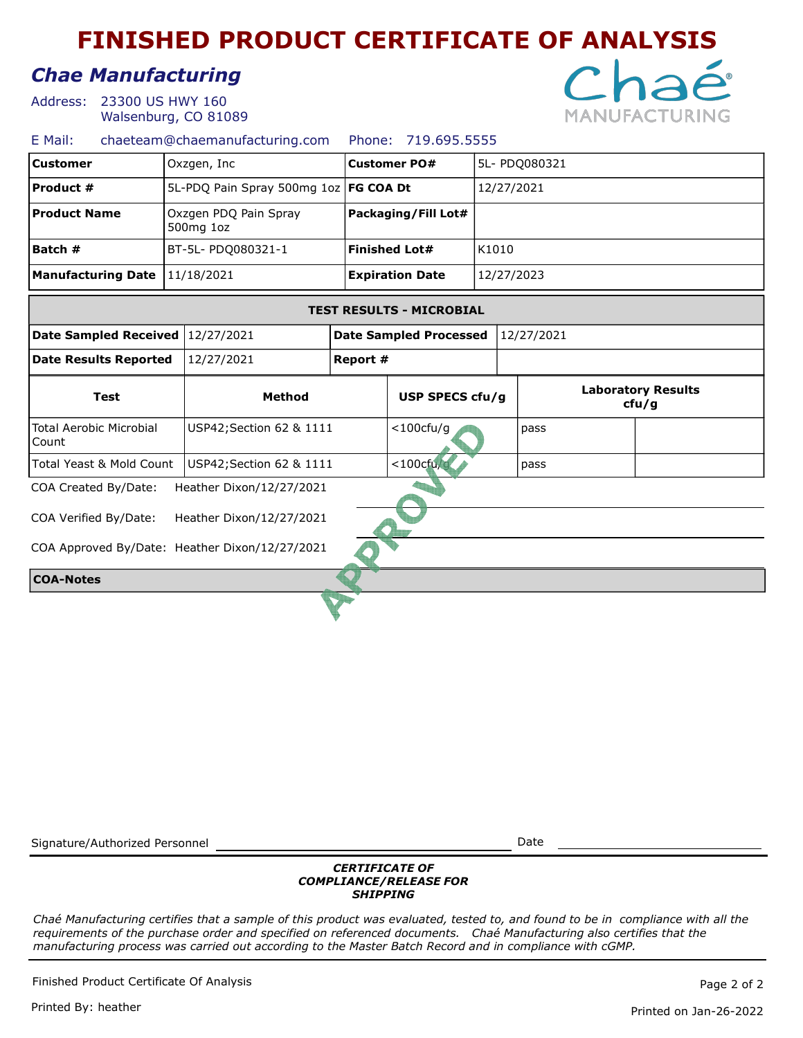# FINISHED PRODUCT CERTIFICATE OF ANALYSIS

## *Chae Manufacturing*

Address: 23300 US HWY 160
Walsenburg, CO 81089

E Mail: chaeteam@chaemanufacturing.com Phone: 719.695.5555

| | | | |
|---|---|---|---|
| **Customer** | Oxzgen, Inc | **Customer PO#** | 5L- PDQ080321 |
| **Product #** | 5L-PDQ Pain Spray 500mg 1oz | **FG COA Dt** | 12/27/2021 |
| **Product Name** | Oxzgen PDQ Pain Spray 500mg 1oz | **Packaging/Fill Lot#** | |
| **Batch #** | BT-5L- PDQ080321-1 | **Finished Lot#** | K1010 |
| **Manufacturing Date** | 11/18/2021 | **Expiration Date** | 12/27/2023 |

**TEST RESULTS - MICROBIAL**

| | | | |
|---|---|---|---|
| **Date Sampled Received** | 12/27/2021 | **Date Sampled Processed** | 12/27/2021 |
| **Date Results Reported** | 12/27/2021 | **Report #** | |

| Test | Method | USP SPECS cfu/g | Laboratory Results cfu/g | |
|---|---|---|---|---|
| Total Aerobic Microbial Count | USP42;Section 62 & 1111 | <100cfu/g | pass | |
| Total Yeast & Mold Count | USP42;Section 62 & 1111 | <100cfu/g | pass | |

APPROVED

COA Created By/Date: Heather Dixon/12/27/2021

COA Verified By/Date: Heather Dixon/12/27/2021

COA Approved By/Date: Heather Dixon/12/27/2021

**COA-Notes**

Signature/Authorized Personnel ______________________ Date ______________

***CERTIFICATE OF COMPLIANCE/RELEASE FOR SHIPPING***

*Chaé Manufacturing certifies that a sample of this product was evaluated, tested to, and found to be in compliance with all the requirements of the purchase order and specified on referenced documents. Chaé Manufacturing also certifies that the manufacturing process was carried out according to the Master Batch Record and in compliance with cGMP.*

Finished Product Certificate Of Analysis

Printed By: heather

Printed on Jan-26-2022